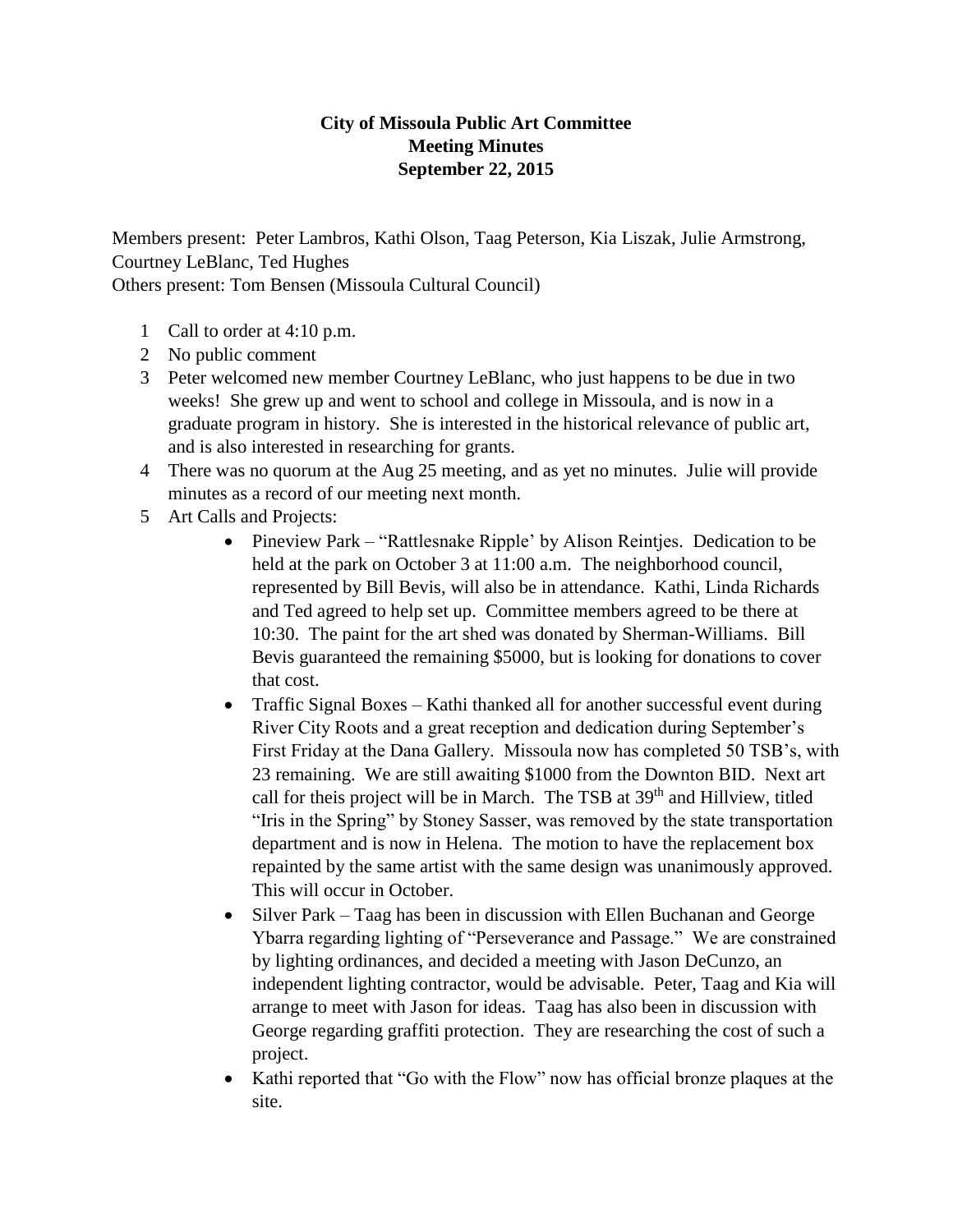# City of Missoula Public Art Committee
## Meeting Minutes
## September 22, 2015

Members present: Peter Lambros, Kathi Olson, Taag Peterson, Kia Liszak, Julie Armstrong, Courtney LeBlanc, Ted Hughes
Others present: Tom Bensen (Missoula Cultural Council)

1. Call to order at 4:10 p.m.
2. No public comment
3. Peter welcomed new member Courtney LeBlanc, who just happens to be due in two weeks! She grew up and went to school and college in Missoula, and is now in a graduate program in history. She is interested in the historical relevance of public art, and is also interested in researching for grants.
4. There was no quorum at the Aug 25 meeting, and as yet no minutes. Julie will provide minutes as a record of our meeting next month.
5. Art Calls and Projects:
   - Pineview Park – "Rattlesnake Ripple' by Alison Reintjes. Dedication to be held at the park on October 3 at 11:00 a.m. The neighborhood council, represented by Bill Bevis, will also be in attendance. Kathi, Linda Richards and Ted agreed to help set up. Committee members agreed to be there at 10:30. The paint for the art shed was donated by Sherman-Williams. Bill Bevis guaranteed the remaining $5000, but is looking for donations to cover that cost.
   - Traffic Signal Boxes – Kathi thanked all for another successful event during River City Roots and a great reception and dedication during September's First Friday at the Dana Gallery. Missoula now has completed 50 TSB's, with 23 remaining. We are still awaiting $1000 from the Downton BID. Next art call for theis project will be in March. The TSB at 39th and Hillview, titled "Iris in the Spring" by Stoney Sasser, was removed by the state transportation department and is now in Helena. The motion to have the replacement box repainted by the same artist with the same design was unanimously approved. This will occur in October.
   - Silver Park – Taag has been in discussion with Ellen Buchanan and George Ybarra regarding lighting of "Perseverance and Passage." We are constrained by lighting ordinances, and decided a meeting with Jason DeCunzo, an independent lighting contractor, would be advisable. Peter, Taag and Kia will arrange to meet with Jason for ideas. Taag has also been in discussion with George regarding graffiti protection. They are researching the cost of such a project.
   - Kathi reported that "Go with the Flow" now has official bronze plaques at the site.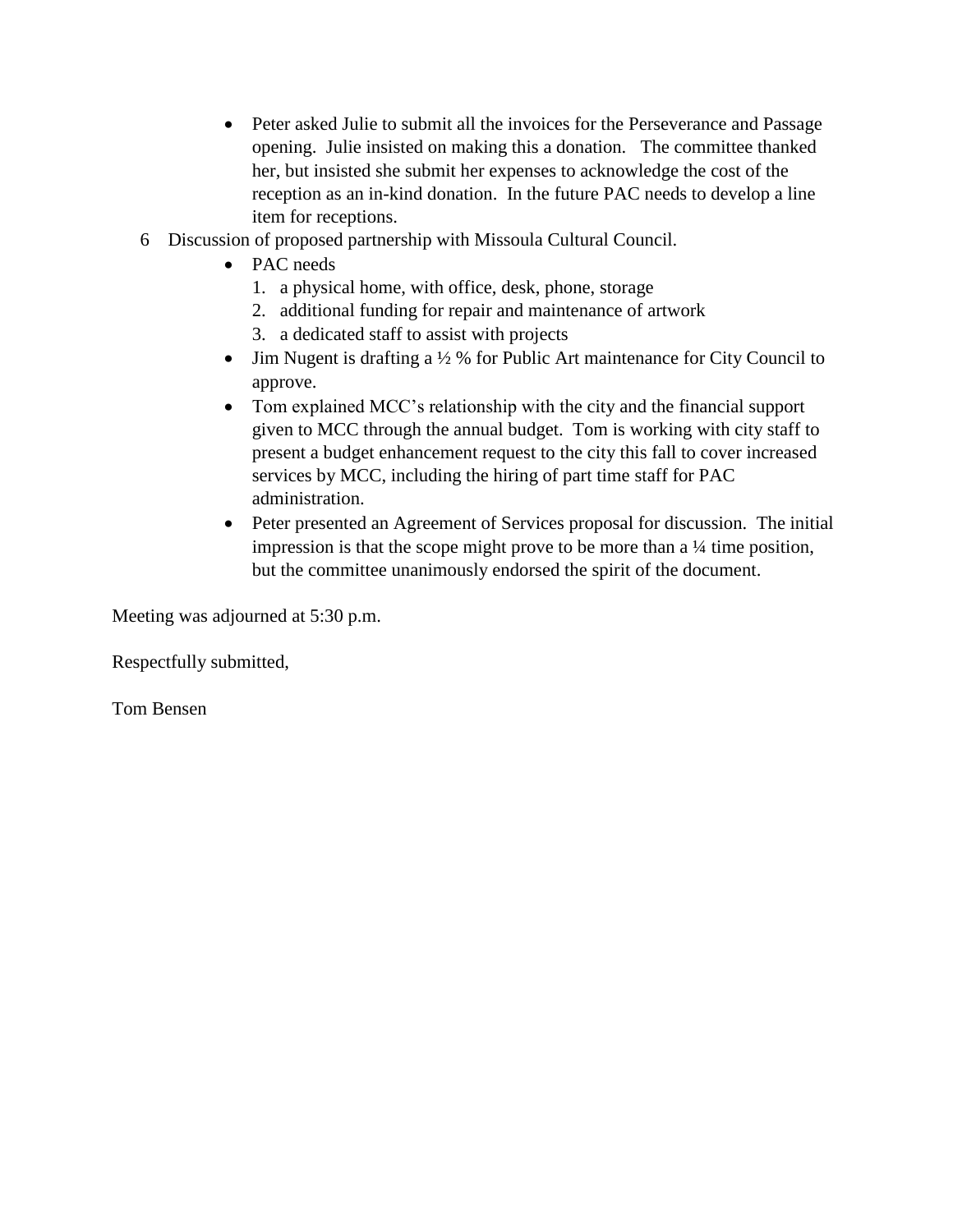- Peter asked Julie to submit all the invoices for the Perseverance and Passage opening. Julie insisted on making this a donation. The committee thanked her, but insisted she submit her expenses to acknowledge the cost of the reception as an in-kind donation. In the future PAC needs to develop a line item for receptions.

6 Discussion of proposed partnership with Missoula Cultural Council.

- PAC needs
  1. a physical home, with office, desk, phone, storage
  2. additional funding for repair and maintenance of artwork
  3. a dedicated staff to assist with projects
- Jim Nugent is drafting a ½ % for Public Art maintenance for City Council to approve.
- Tom explained MCC's relationship with the city and the financial support given to MCC through the annual budget. Tom is working with city staff to present a budget enhancement request to the city this fall to cover increased services by MCC, including the hiring of part time staff for PAC administration.
- Peter presented an Agreement of Services proposal for discussion. The initial impression is that the scope might prove to be more than a ¼ time position, but the committee unanimously endorsed the spirit of the document.

Meeting was adjourned at 5:30 p.m.

Respectfully submitted,

Tom Bensen